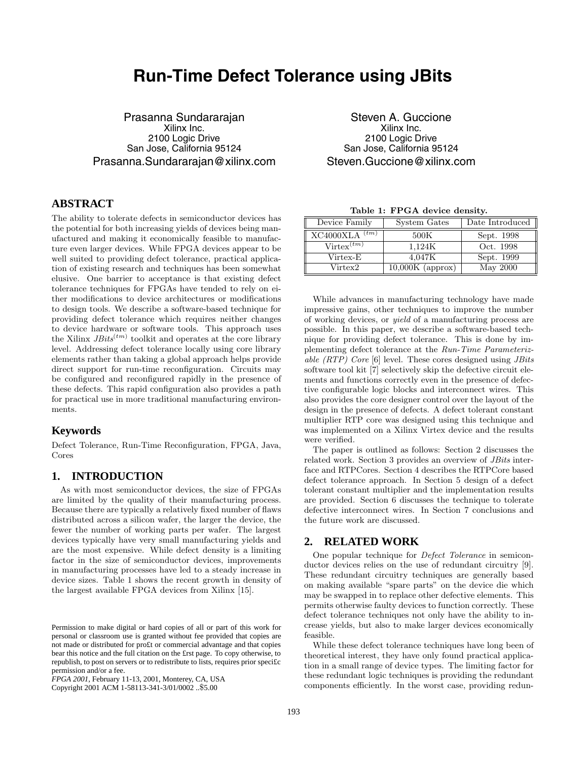# Run-Time Defect Tolerance using JBits

Prasanna Sundararajan
Xilinx Inc.
2100 Logic Drive
San Jose, California 95124
Prasanna.Sundararajan@xilinx.com

Steven A. Guccione
Xilinx Inc.
2100 Logic Drive
San Jose, California 95124
Steven.Guccione@xilinx.com

## ABSTRACT

The ability to tolerate defects in semiconductor devices has the potential for both increasing yields of devices being manufactured and making it economically feasible to manufacture even larger devices. While FPGA devices appear to be well suited to providing defect tolerance, practical application of existing research and techniques has been somewhat elusive. One barrier to acceptance is that existing defect tolerance techniques for FPGAs have tended to rely on either modifications to device architectures or modifications to design tools. We describe a software-based technique for providing defect tolerance which requires neither changes to device hardware or software tools. This approach uses the Xilinx *JBits*$^{(tm)}$ toolkit and operates at the core library level. Addressing defect tolerance locally using core library elements rather than taking a global approach helps provide direct support for run-time reconfiguration. Circuits may be configured and reconfigured rapidly in the presence of these defects. This rapid configuration also provides a path for practical use in more traditional manufacturing environments.

## Keywords

Defect Tolerance, Run-Time Reconfiguration, FPGA, Java, Cores

## 1. INTRODUCTION

As with most semiconductor devices, the size of FPGAs are limited by the quality of their manufacturing process. Because there are typically a relatively fixed number of flaws distributed across a silicon wafer, the larger the device, the fewer the number of working parts per wafer. The largest devices typically have very small manufacturing yields and are the most expensive. While defect density is a limiting factor in the size of semiconductor devices, improvements in manufacturing processes have led to a steady increase in device sizes. Table 1 shows the recent growth in density of the largest available FPGA devices from Xilinx [15].

Permission to make digital or hard copies of all or part of this work for personal or classroom use is granted without fee provided that copies are not made or distributed for profit or commercial advantage and that copies bear this notice and the full citation on the first page. To copy otherwise, to republish, to post on servers or to redistribute to lists, requires prior specific permission and/or a fee.
*FPGA 2001*, February 11-13, 2001, Monterey, CA, USA
Copyright 2001 ACM 1-58113-341-3/01/0002 ..$5.00

**Table 1: FPGA device density.**

| Device Family | System Gates | Date Introduced |
|---|---|---|
| XC4000XLA $^{(tm)}$ | 500K | Sept. 1998 |
| Virtex$^{(tm)}$ | 1,124K | Oct. 1998 |
| Virtex-E | 4,047K | Sept. 1999 |
| Virtex2 | 10,000K (approx) | May 2000 |

While advances in manufacturing technology have made impressive gains, other techniques to improve the number of working devices, or *yield* of a manufacturing process are possible. In this paper, we describe a software-based technique for providing defect tolerance. This is done by implementing defect tolerance at the *Run-Time Parameterizable (RTP) Core* [6] level. These cores designed using *JBits* software tool kit [7] selectively skip the defective circuit elements and functions correctly even in the presence of defective configurable logic blocks and interconnect wires. This also provides the core designer control over the layout of the design in the presence of defects. A defect tolerant constant multiplier RTP core was designed using this technique and was implemented on a Xilinx Virtex device and the results were verified.

The paper is outlined as follows: Section 2 discusses the related work. Section 3 provides an overview of *JBits* interface and RTPCores. Section 4 describes the RTPCore based defect tolerance approach. In Section 5 design of a defect tolerant constant multiplier and the implementation results are provided. Section 6 discusses the technique to tolerate defective interconnect wires. In Section 7 conclusions and the future work are discussed.

## 2. RELATED WORK

One popular technique for *Defect Tolerance* in semiconductor devices relies on the use of redundant circuitry [9]. These redundant circuitry techniques are generally based on making available "spare parts" on the device die which may be swapped in to replace other defective elements. This permits otherwise faulty devices to function correctly. These defect tolerance techniques not only have the ability to increase yields, but also to make larger devices economically feasible.

While these defect tolerance techniques have long been of theoretical interest, they have only found practical application in a small range of device types. The limiting factor for these redundant logic techniques is providing the redundant components efficiently. In the worst case, providing redun-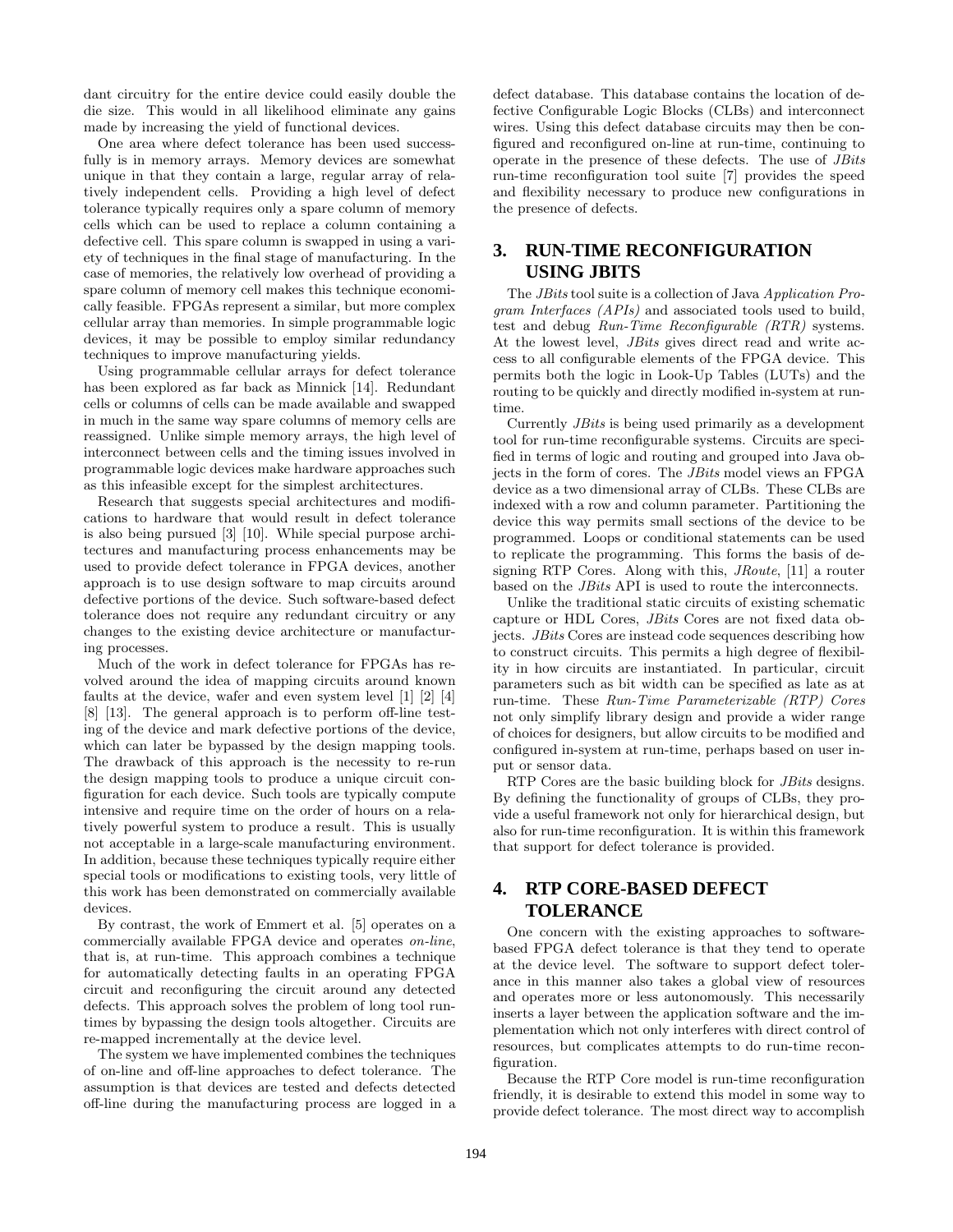dant circuitry for the entire device could easily double the die size. This would in all likelihood eliminate any gains made by increasing the yield of functional devices.

One area where defect tolerance has been used successfully is in memory arrays. Memory devices are somewhat unique in that they contain a large, regular array of relatively independent cells. Providing a high level of defect tolerance typically requires only a spare column of memory cells which can be used to replace a column containing a defective cell. This spare column is swapped in using a variety of techniques in the final stage of manufacturing. In the case of memories, the relatively low overhead of providing a spare column of memory cell makes this technique economically feasible. FPGAs represent a similar, but more complex cellular array than memories. In simple programmable logic devices, it may be possible to employ similar redundancy techniques to improve manufacturing yields.

Using programmable cellular arrays for defect tolerance has been explored as far back as Minnick [14]. Redundant cells or columns of cells can be made available and swapped in much in the same way spare columns of memory cells are reassigned. Unlike simple memory arrays, the high level of interconnect between cells and the timing issues involved in programmable logic devices make hardware approaches such as this infeasible except for the simplest architectures.

Research that suggests special architectures and modifications to hardware that would result in defect tolerance is also being pursued [3] [10]. While special purpose architectures and manufacturing process enhancements may be used to provide defect tolerance in FPGA devices, another approach is to use design software to map circuits around defective portions of the device. Such software-based defect tolerance does not require any redundant circuitry or any changes to the existing device architecture or manufacturing processes.

Much of the work in defect tolerance for FPGAs has revolved around the idea of mapping circuits around known faults at the device, wafer and even system level [1] [2] [4] [8] [13]. The general approach is to perform off-line testing of the device and mark defective portions of the device, which can later be bypassed by the design mapping tools. The drawback of this approach is the necessity to re-run the design mapping tools to produce a unique circuit configuration for each device. Such tools are typically compute intensive and require time on the order of hours on a relatively powerful system to produce a result. This is usually not acceptable in a large-scale manufacturing environment. In addition, because these techniques typically require either special tools or modifications to existing tools, very little of this work has been demonstrated on commercially available devices.

By contrast, the work of Emmert et al. [5] operates on a commercially available FPGA device and operates *on-line*, that is, at run-time. This approach combines a technique for automatically detecting faults in an operating FPGA circuit and reconfiguring the circuit around any detected defects. This approach solves the problem of long tool runtimes by bypassing the design tools altogether. Circuits are re-mapped incrementally at the device level.

The system we have implemented combines the techniques of on-line and off-line approaches to defect tolerance. The assumption is that devices are tested and defects detected off-line during the manufacturing process are logged in a defect database. This database contains the location of defective Configurable Logic Blocks (CLBs) and interconnect wires. Using this defect database circuits may then be configured and reconfigured on-line at run-time, continuing to operate in the presence of these defects. The use of *JBits* run-time reconfiguration tool suite [7] provides the speed and flexibility necessary to produce new configurations in the presence of defects.

## 3. RUN-TIME RECONFIGURATION USING JBITS

The *JBits* tool suite is a collection of Java *Application Program Interfaces (APIs)* and associated tools used to build, test and debug *Run-Time Reconfigurable (RTR)* systems. At the lowest level, *JBits* gives direct read and write access to all configurable elements of the FPGA device. This permits both the logic in Look-Up Tables (LUTs) and the routing to be quickly and directly modified in-system at runtime.

Currently *JBits* is being used primarily as a development tool for run-time reconfigurable systems. Circuits are specified in terms of logic and routing and grouped into Java objects in the form of cores. The *JBits* model views an FPGA device as a two dimensional array of CLBs. These CLBs are indexed with a row and column parameter. Partitioning the device this way permits small sections of the device to be programmed. Loops or conditional statements can be used to replicate the programming. This forms the basis of designing RTP Cores. Along with this, *JRoute*, [11] a router based on the *JBits* API is used to route the interconnects.

Unlike the traditional static circuits of existing schematic capture or HDL Cores, *JBits* Cores are not fixed data objects. *JBits* Cores are instead code sequences describing how to construct circuits. This permits a high degree of flexibility in how circuits are instantiated. In particular, circuit parameters such as bit width can be specified as late as at run-time. These *Run-Time Parameterizable (RTP) Cores* not only simplify library design and provide a wider range of choices for designers, but allow circuits to be modified and configured in-system at run-time, perhaps based on user input or sensor data.

RTP Cores are the basic building block for *JBits* designs. By defining the functionality of groups of CLBs, they provide a useful framework not only for hierarchical design, but also for run-time reconfiguration. It is within this framework that support for defect tolerance is provided.

## 4. RTP CORE-BASED DEFECT TOLERANCE

One concern with the existing approaches to software-based FPGA defect tolerance is that they tend to operate at the device level. The software to support defect tolerance in this manner also takes a global view of resources and operates more or less autonomously. This necessarily inserts a layer between the application software and the implementation which not only interferes with direct control of resources, but complicates attempts to do run-time reconfiguration.

Because the RTP Core model is run-time reconfiguration friendly, it is desirable to extend this model in some way to provide defect tolerance. The most direct way to accomplish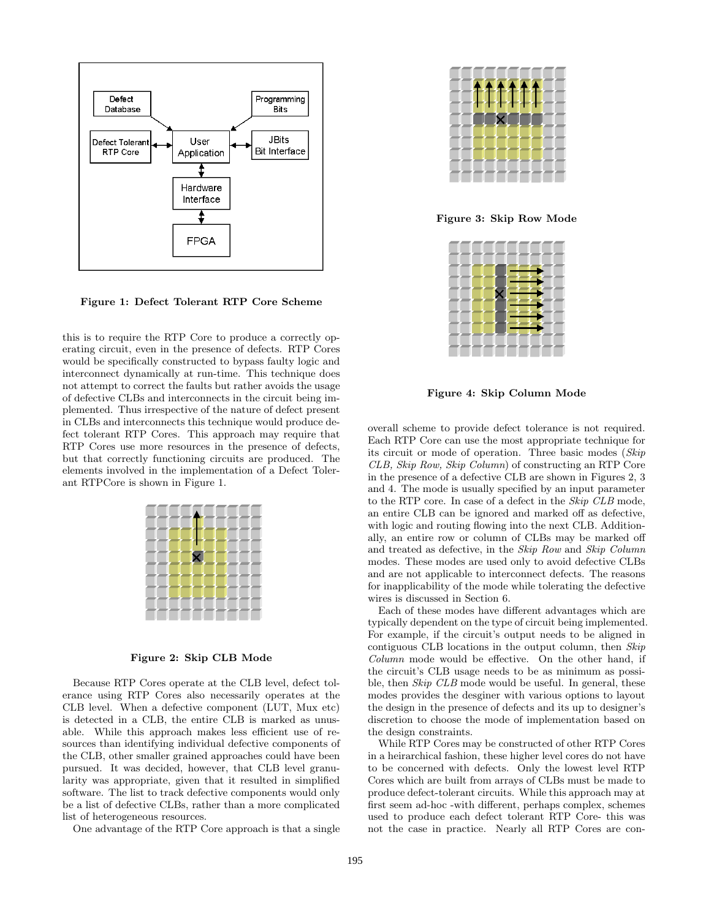Defect Database

Programming Bits

Defect Tolerant RTP Core

User Application

JBits Bit Interface

Hardware Interface

FPGA

**Figure 1: Defect Tolerant RTP Core Scheme**

this is to require the RTP Core to produce a correctly operating circuit, even in the presence of defects. RTP Cores would be specifically constructed to bypass faulty logic and interconnect dynamically at run-time. This technique does not attempt to correct the faults but rather avoids the usage of defective CLBs and interconnects in the circuit being implemented. Thus irrespective of the nature of defect present in CLBs and interconnects this technique would produce defect tolerant RTP Cores. This approach may require that RTP Cores use more resources in the presence of defects, but that correctly functioning circuits are produced. The elements involved in the implementation of a Defect Tolerant RTPCore is shown in Figure 1.

**Figure 2: Skip CLB Mode**

Because RTP Cores operate at the CLB level, defect tolerance using RTP Cores also necessarily operates at the CLB level. When a defective component (LUT, Mux etc) is detected in a CLB, the entire CLB is marked as unusable. While this approach makes less efficient use of resources than identifying individual defective components of the CLB, other smaller grained approaches could have been pursued. It was decided, however, that CLB level granularity was appropriate, given that it resulted in simplified software. The list to track defective components would only be a list of defective CLBs, rather than a more complicated list of heterogeneous resources.

One advantage of the RTP Core approach is that a single overall scheme to provide defect tolerance is not required. Each RTP Core can use the most appropriate technique for its circuit or mode of operation. Three basic modes (*Skip CLB, Skip Row, Skip Column*) of constructing an RTP Core in the presence of a defective CLB are shown in Figures 2, 3 and 4. The mode is usually specified by an input parameter to the RTP core. In case of a defect in the *Skip CLB* mode, an entire CLB can be ignored and marked off as defective, with logic and routing flowing into the next CLB. Additionally, an entire row or column of CLBs may be marked off and treated as defective, in the *Skip Row* and *Skip Column* modes. These modes are used only to avoid defective CLBs and are not applicable to interconnect defects. The reasons for inapplicability of the mode while tolerating the defective wires is discussed in Section 6.

**Figure 3: Skip Row Mode**

**Figure 4: Skip Column Mode**

Each of these modes have different advantages which are typically dependent on the type of circuit being implemented. For example, if the circuit's output needs to be aligned in contiguous CLB locations in the output column, then *Skip Column* mode would be effective. On the other hand, if the circuit's CLB usage needs to be as minimum as possible, then *Skip CLB* mode would be useful. In general, these modes provides the desginer with various options to layout the design in the presence of defects and its up to designer's discretion to choose the mode of implementation based on the design constraints.

While RTP Cores may be constructed of other RTP Cores in a heirarchical fashion, these higher level cores do not have to be concerned with defects. Only the lowest level RTP Cores which are built from arrays of CLBs must be made to produce defect-tolerant circuits. While this approach may at first seem ad-hoc -with different, perhaps complex, schemes used to produce each defect tolerant RTP Core- this was not the case in practice. Nearly all RTP Cores are con-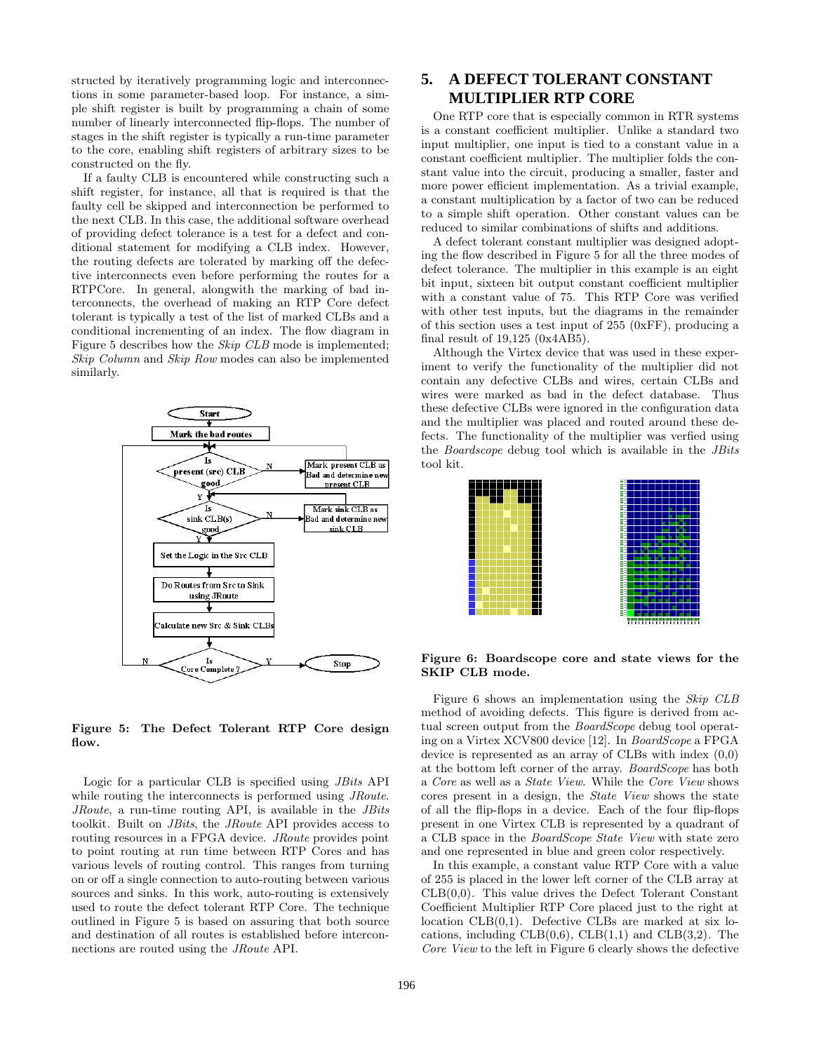structed by iteratively programming logic and interconnections in some parameter-based loop. For instance, a simple shift register is built by programming a chain of some number of linearly interconnected flip-flops. The number of stages in the shift register is typically a run-time parameter to the core, enabling shift registers of arbitrary sizes to be constructed on the fly.

If a faulty CLB is encountered while constructing such a shift register, for instance, all that is required is that the faulty cell be skipped and interconnection be performed to the next CLB. In this case, the additional software overhead of providing defect tolerance is a test for a defect and conditional statement for modifying a CLB index. However, the routing defects are tolerated by marking off the defective interconnects even before performing the routes for a RTPCore. In general, alongwith the marking of bad interconnects, the overhead of making an RTP Core defect tolerant is typically a test of the list of marked CLBs and a conditional incrementing of an index. The flow diagram in Figure 5 describes how the *Skip CLB* mode is implemented; *Skip Column* and *Skip Row* modes can also be implemented similarly.

Start
Mark the bad routes
Is present (src) CLB good
N
Mark present CLB as Bad and determine new present CLB
Y
Is sink CLB(s) good
N
Mark sink CLB as Bad and determine new sink CLB
Y
Set the Logic in the Src CLB
Do Routes from Src to Sink using JRoute
Calculate new Src & Sink CLBs
Is Core Complete ?
N
Y
Stop

**Figure 5: The Defect Tolerant RTP Core design flow.**

Logic for a particular CLB is specified using *JBits* API while routing the interconnects is performed using *JRoute*. *JRoute*, a run-time routing API, is available in the *JBits* toolkit. Built on *JBits*, the *JRoute* API provides access to routing resources in a FPGA device. *JRoute* provides point to point routing at run time between RTP Cores and has various levels of routing control. This ranges from turning on or off a single connection to auto-routing between various sources and sinks. In this work, auto-routing is extensively used to route the defect tolerant RTP Core. The technique outlined in Figure 5 is based on assuring that both source and destination of all routes is established before interconnections are routed using the *JRoute* API.

## 5. A DEFECT TOLERANT CONSTANT MULTIPLIER RTP CORE

One RTP core that is especially common in RTR systems is a constant coefficient multiplier. Unlike a standard two input multiplier, one input is tied to a constant value in a constant coefficient multiplier. The multiplier folds the constant value into the circuit, producing a smaller, faster and more power efficient implementation. As a trivial example, a constant multiplication by a factor of two can be reduced to a simple shift operation. Other constant values can be reduced to similar combinations of shifts and additions.

A defect tolerant constant multiplier was designed adopting the flow described in Figure 5 for all the three modes of defect tolerance. The multiplier in this example is an eight bit input, sixteen bit output constant coefficient multiplier with a constant value of 75. This RTP Core was verified with other test inputs, but the diagrams in the remainder of this section uses a test input of 255 (0xFF), producing a final result of 19,125 (0x4AB5).

Although the Virtex device that was used in these experiment to verify the functionality of the multiplier did not contain any defective CLBs and wires, certain CLBs and wires were marked as bad in the defect database. Thus these defective CLBs were ignored in the configuration data and the multiplier was placed and routed around these defects. The functionality of the multiplier was verfied using the *Boardscope* debug tool which is available in the *JBits* tool kit.

**Figure 6: Boardscope core and state views for the SKIP CLB mode.**

Figure 6 shows an implementation using the *Skip CLB* method of avoiding defects. This figure is derived from actual screen output from the *BoardScope* debug tool operating on a Virtex XCV800 device [12]. In *BoardScope* a FPGA device is represented as an array of CLBs with index (0,0) at the bottom left corner of the array. *BoardScope* has both a *Core* as well as a *State View*. While the *Core View* shows cores present in a design, the *State View* shows the state of all the flip-flops in a device. Each of the four flip-flops present in one Virtex CLB is represented by a quadrant of a CLB space in the *BoardScope State View* with state zero and one represented in blue and green color respectively.

In this example, a constant value RTP Core with a value of 255 is placed in the lower left corner of the CLB array at CLB(0,0). This value drives the Defect Tolerant Constant Coefficient Multiplier RTP Core placed just to the right at location CLB(0,1). Defective CLBs are marked at six locations, including CLB(0,6), CLB(1,1) and CLB(3,2). The *Core View* to the left in Figure 6 clearly shows the defective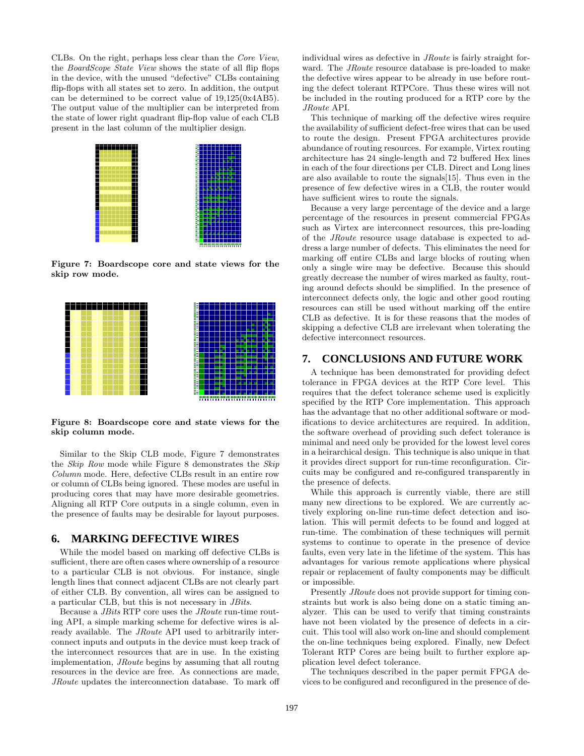CLBs. On the right, perhaps less clear than the *Core View*, the *BoardScope State View* shows the state of all flip flops in the device, with the unused "defective" CLBs containing flip-flops with all states set to zero. In addition, the output can be determined to be correct value of 19,125(0x4AB5). The output value of the multiplier can be interpreted from the state of lower right quadrant flip-flop value of each CLB present in the last column of the multiplier design.

**Figure 7: Boardscope core and state views for the skip row mode.**

**Figure 8: Boardscope core and state views for the skip column mode.**

Similar to the Skip CLB mode, Figure 7 demonstrates the *Skip Row* mode while Figure 8 demonstrates the *Skip Column* mode. Here, defective CLBs result in an entire row or column of CLBs being ignored. These modes are useful in producing cores that may have more desirable geometries. Aligning all RTP Core outputs in a single column, even in the presence of faults may be desirable for layout purposes.

## 6. MARKING DEFECTIVE WIRES

While the model based on marking off defective CLBs is sufficient, there are often cases where ownership of a resource to a particular CLB is not obvious. For instance, single length lines that connect adjacent CLBs are not clearly part of either CLB. By convention, all wires can be assigned to a particular CLB, but this is not necessary in *JBits*.

Because a *JBits* RTP core uses the *JRoute* run-time routing API, a simple marking scheme for defective wires is already available. The *JRoute* API used to arbitrarily interconnect inputs and outputs in the device must keep track of the interconnect resources that are in use. In the existing implementation, *JRoute* begins by assuming that all routng resources in the device are free. As connections are made, *JRoute* updates the interconnection database. To mark off individual wires as defective in *JRoute* is fairly straight forward. The *JRoute* resource database is pre-loaded to make the defective wires appear to be already in use before routing the defect tolerant RTPCore. Thus these wires will not be included in the routing produced for a RTP core by the *JRoute* API.

This technique of marking off the defective wires require the availability of sufficient defect-free wires that can be used to route the design. Present FPGA architectures provide abundance of routing resources. For example, Virtex routing architecture has 24 single-length and 72 buffered Hex lines in each of the four directions per CLB. Direct and Long lines are also available to route the signals[15]. Thus even in the presence of few defective wires in a CLB, the router would have sufficient wires to route the signals.

Because a very large percentage of the device and a large percentage of the resources in present commercial FPGAs such as Virtex are interconnect resources, this pre-loading of the *JRoute* resource usage database is expected to address a large number of defects. This eliminates the need for marking off entire CLBs and large blocks of routing when only a single wire may be defective. Because this should greatly decrease the number of wires marked as faulty, routing around defects should be simplified. In the presence of interconnect defects only, the logic and other good routing resources can still be used without marking off the entire CLB as defective. It is for these reasons that the modes of skipping a defective CLB are irrelevant when tolerating the defective interconnect resources.

## 7. CONCLUSIONS AND FUTURE WORK

A technique has been demonstrated for providing defect tolerance in FPGA devices at the RTP Core level. This requires that the defect tolerance scheme used is explicitly specified by the RTP Core implementation. This approach has the advantage that no other additional software or modifications to device architectures are required. In addition, the software overhead of providing such defect tolerance is minimal and need only be provided for the lowest level cores in a heirarchical design. This technique is also unique in that it provides direct support for run-time reconfiguration. Circuits may be configured and re-configured transparently in the presence of defects.

While this approach is currently viable, there are still many new directions to be explored. We are currently actively exploring on-line run-time defect detection and isolation. This will permit defects to be found and logged at run-time. The combination of these techniques will permit systems to continue to operate in the presence of device faults, even very late in the lifetime of the system. This has advantages for various remote applications where physical repair or replacement of faulty components may be difficult or impossible.

Presently *JRoute* does not provide support for timing constraints but work is also being done on a static timing analyzer. This can be used to verify that timing constraints have not been violated by the presence of defects in a circuit. This tool will also work on-line and should complement the on-line techniques being explored. Finally, new Defect Tolerant RTP Cores are being built to further explore application level defect tolerance.

The techniques described in the paper permit FPGA devices to be configured and reconfigured in the presence of de-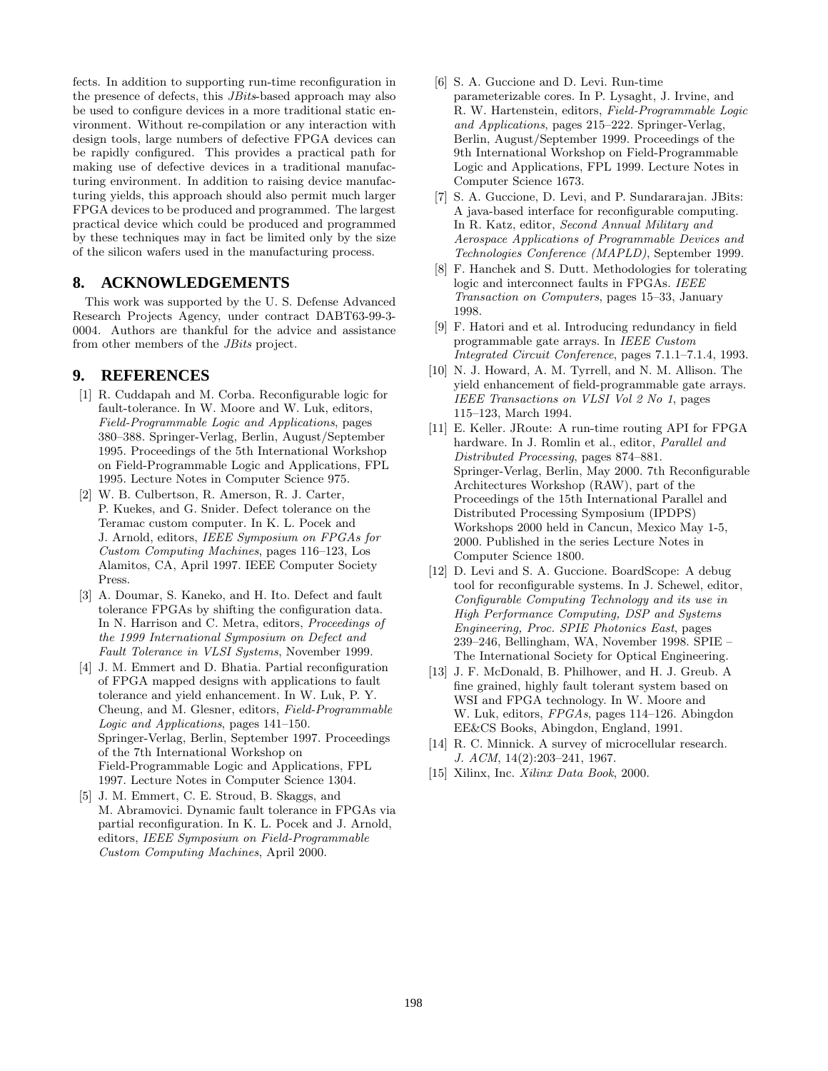fects. In addition to supporting run-time reconfiguration in the presence of defects, this *JBits*-based approach may also be used to configure devices in a more traditional static environment. Without re-compilation or any interaction with design tools, large numbers of defective FPGA devices can be rapidly configured. This provides a practical path for making use of defective devices in a traditional manufacturing environment. In addition to raising device manufacturing yields, this approach should also permit much larger FPGA devices to be produced and programmed. The largest practical device which could be produced and programmed by these techniques may in fact be limited only by the size of the silicon wafers used in the manufacturing process.

## 8. ACKNOWLEDGEMENTS

This work was supported by the U. S. Defense Advanced Research Projects Agency, under contract DABT63-99-3-0004. Authors are thankful for the advice and assistance from other members of the *JBits* project.

## 9. REFERENCES

[1] R. Cuddapah and M. Corba. Reconfigurable logic for fault-tolerance. In W. Moore and W. Luk, editors, *Field-Programmable Logic and Applications*, pages 380–388. Springer-Verlag, Berlin, August/September 1995. Proceedings of the 5th International Workshop on Field-Programmable Logic and Applications, FPL 1995. Lecture Notes in Computer Science 975.

[2] W. B. Culbertson, R. Amerson, R. J. Carter, P. Kuekes, and G. Snider. Defect tolerance on the Teramac custom computer. In K. L. Pocek and J. Arnold, editors, *IEEE Symposium on FPGAs for Custom Computing Machines*, pages 116–123, Los Alamitos, CA, April 1997. IEEE Computer Society Press.

[3] A. Doumar, S. Kaneko, and H. Ito. Defect and fault tolerance FPGAs by shifting the configuration data. In N. Harrison and C. Metra, editors, *Proceedings of the 1999 International Symposium on Defect and Fault Tolerance in VLSI Systems*, November 1999.

[4] J. M. Emmert and D. Bhatia. Partial reconfiguration of FPGA mapped designs with applications to fault tolerance and yield enhancement. In W. Luk, P. Y. Cheung, and M. Glesner, editors, *Field-Programmable Logic and Applications*, pages 141–150. Springer-Verlag, Berlin, September 1997. Proceedings of the 7th International Workshop on Field-Programmable Logic and Applications, FPL 1997. Lecture Notes in Computer Science 1304.

[5] J. M. Emmert, C. E. Stroud, B. Skaggs, and M. Abramovici. Dynamic fault tolerance in FPGAs via partial reconfiguration. In K. L. Pocek and J. Arnold, editors, *IEEE Symposium on Field-Programmable Custom Computing Machines*, April 2000.

[6] S. A. Guccione and D. Levi. Run-time parameterizable cores. In P. Lysaght, J. Irvine, and R. W. Hartenstein, editors, *Field-Programmable Logic and Applications*, pages 215–222. Springer-Verlag, Berlin, August/September 1999. Proceedings of the 9th International Workshop on Field-Programmable Logic and Applications, FPL 1999. Lecture Notes in Computer Science 1673.

[7] S. A. Guccione, D. Levi, and P. Sundararajan. JBits: A java-based interface for reconfigurable computing. In R. Katz, editor, *Second Annual Military and Aerospace Applications of Programmable Devices and Technologies Conference (MAPLD)*, September 1999.

[8] F. Hanchek and S. Dutt. Methodologies for tolerating logic and interconnect faults in FPGAs. *IEEE Transaction on Computers*, pages 15–33, January 1998.

[9] F. Hatori and et al. Introducing redundancy in field programmable gate arrays. In *IEEE Custom Integrated Circuit Conference*, pages 7.1.1–7.1.4, 1993.

[10] N. J. Howard, A. M. Tyrrell, and N. M. Allison. The yield enhancement of field-programmable gate arrays. *IEEE Transactions on VLSI Vol 2 No 1*, pages 115–123, March 1994.

[11] E. Keller. JRoute: A run-time routing API for FPGA hardware. In J. Romlin et al., editor, *Parallel and Distributed Processing*, pages 874–881. Springer-Verlag, Berlin, May 2000. 7th Reconfigurable Architectures Workshop (RAW), part of the Proceedings of the 15th International Parallel and Distributed Processing Symposium (IPDPS) Workshops 2000 held in Cancun, Mexico May 1-5, 2000. Published in the series Lecture Notes in Computer Science 1800.

[12] D. Levi and S. A. Guccione. BoardScope: A debug tool for reconfigurable systems. In J. Schewel, editor, *Configurable Computing Technology and its use in High Performance Computing, DSP and Systems Engineering, Proc. SPIE Photonics East*, pages 239–246, Bellingham, WA, November 1998. SPIE – The International Society for Optical Engineering.

[13] J. F. McDonald, B. Philhower, and H. J. Greub. A fine grained, highly fault tolerant system based on WSI and FPGA technology. In W. Moore and W. Luk, editors, *FPGAs*, pages 114–126. Abingdon EE&CS Books, Abingdon, England, 1991.

[14] R. C. Minnick. A survey of microcellular research. *J. ACM*, 14(2):203–241, 1967.

[15] Xilinx, Inc. *Xilinx Data Book*, 2000.